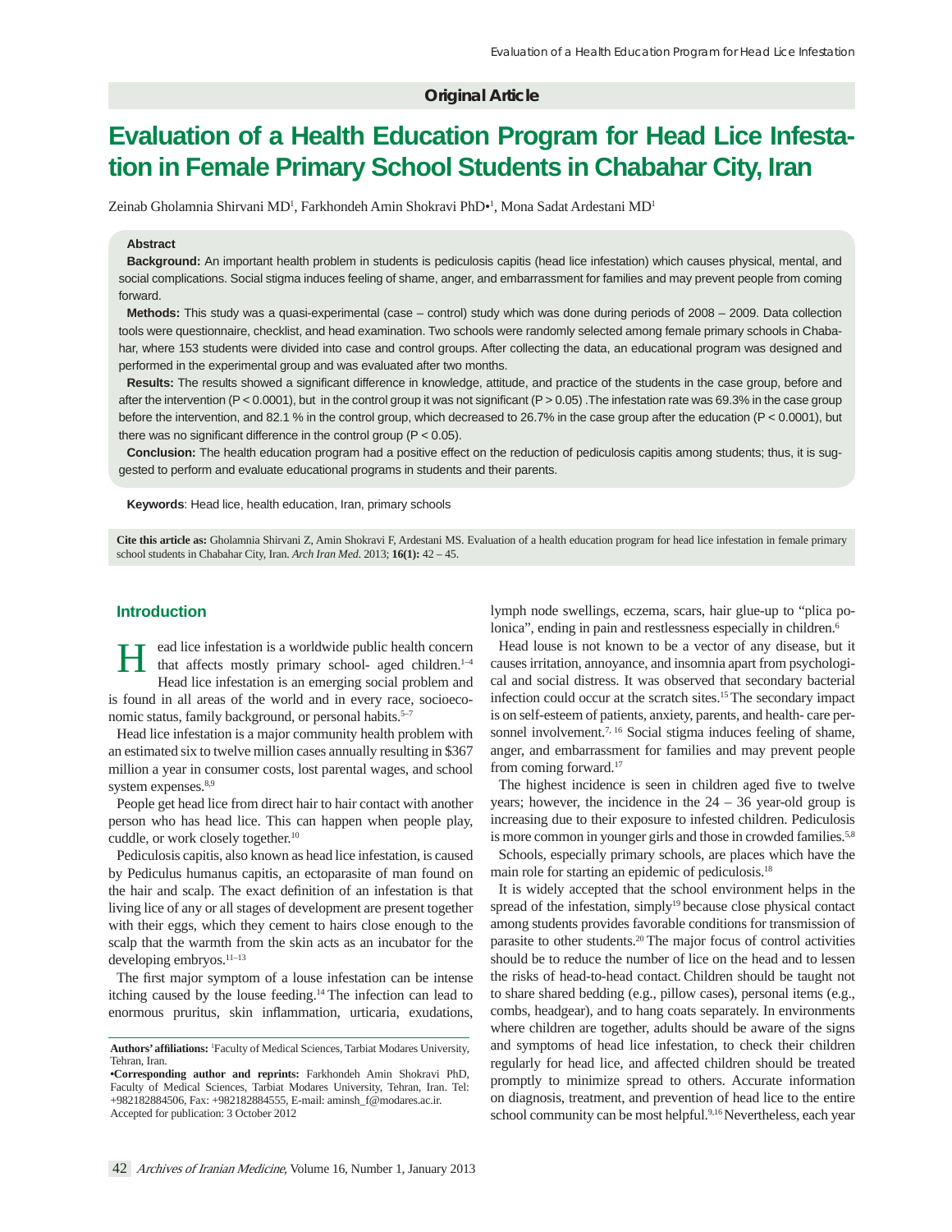Original Article

# Evaluation of a Health Education Program for Head Lice Infestation in Female Primary School Students in Chabahar City, Iran

Zeinab Gholamnia Shirvani MD[1], Farkhondeh Amin Shokravi PhD•[1], Mona Sadat Ardestani MD[1]

**Abstract**

**Background:** An important health problem in students is pediculosis capitis (head lice infestation) which causes physical, mental, and social complications. Social stigma induces feeling of shame, anger, and embarrassment for families and may prevent people from coming forward.

**Methods:** This study was a quasi-experimental (case – control) study which was done during periods of 2008 – 2009. Data collection tools were questionnaire, checklist, and head examination. Two schools were randomly selected among female primary schools in Chabahar, where 153 students were divided into case and control groups. After collecting the data, an educational program was designed and performed in the experimental group and was evaluated after two months.

**Results:** The results showed a significant difference in knowledge, attitude, and practice of the students in the case group, before and after the intervention ($P < 0.0001$), but in the control group it was not significant ($P > 0.05$) .The infestation rate was 69.3% in the case group before the intervention, and 82.1 % in the control group, which decreased to 26.7% in the case group after the education ($P < 0.0001$), but there was no significant difference in the control group ($P < 0.05$).

**Conclusion:** The health education program had a positive effect on the reduction of pediculosis capitis among students; thus, it is suggested to perform and evaluate educational programs in students and their parents.

**Keywords**: Head lice, health education, Iran, primary schools

**Cite this article as:** Gholamnia Shirvani Z, Amin Shokravi F, Ardestani MS. Evaluation of a health education program for head lice infestation in female primary school students in Chabahar City, Iran. *Arch Iran Med*. 2013; **16(1):** 42 – 45.

## Introduction

Head lice infestation is a worldwide public health concern that affects mostly primary school- aged children.[1–4] Head lice infestation is an emerging social problem and is found in all areas of the world and in every race, socioeconomic status, family background, or personal habits.[5–7]

Head lice infestation is a major community health problem with an estimated six to twelve million cases annually resulting in $367 million a year in consumer costs, lost parental wages, and school system expenses.[8,9]

People get head lice from direct hair to hair contact with another person who has head lice. This can happen when people play, cuddle, or work closely together.[10]

Pediculosis capitis, also known as head lice infestation, is caused by Pediculus humanus capitis, an ectoparasite of man found on the hair and scalp. The exact definition of an infestation is that living lice of any or all stages of development are present together with their eggs, which they cement to hairs close enough to the scalp that the warmth from the skin acts as an incubator for the developing embryos.[11–13]

The first major symptom of a louse infestation can be intense itching caused by the louse feeding.[14] The infection can lead to enormous pruritus, skin inflammation, urticaria, exudations, lymph node swellings, eczema, scars, hair glue-up to "plica polonica", ending in pain and restlessness especially in children.[6]

Head louse is not known to be a vector of any disease, but it causes irritation, annoyance, and insomnia apart from psychological and social distress. It was observed that secondary bacterial infection could occur at the scratch sites.[15] The secondary impact is on self-esteem of patients, anxiety, parents, and health- care personnel involvement.[7,16] Social stigma induces feeling of shame, anger, and embarrassment for families and may prevent people from coming forward.[17]

The highest incidence is seen in children aged five to twelve years; however, the incidence in the 24 – 36 year-old group is increasing due to their exposure to infested children. Pediculosis is more common in younger girls and those in crowded families.[5,8]

Schools, especially primary schools, are places which have the main role for starting an epidemic of pediculosis.[18]

It is widely accepted that the school environment helps in the spread of the infestation, simply[19] because close physical contact among students provides favorable conditions for transmission of parasite to other students.[20] The major focus of control activities should be to reduce the number of lice on the head and to lessen the risks of head-to-head contact. Children should be taught not to share shared bedding (e.g., pillow cases), personal items (e.g., combs, headgear), and to hang coats separately. In environments where children are together, adults should be aware of the signs and symptoms of head lice infestation, to check their children regularly for head lice, and affected children should be treated promptly to minimize spread to others. Accurate information on diagnosis, treatment, and prevention of head lice to the entire school community can be most helpful.[9,16] Nevertheless, each year

**Authors' affiliations:** [1]Faculty of Medical Sciences, Tarbiat Modares University, Tehran, Iran.

•**Corresponding author and reprints:** Farkhondeh Amin Shokravi PhD, Faculty of Medical Sciences, Tarbiat Modares University, Tehran, Iran. Tel: +982182884506, Fax: +982182884555, E-mail: aminsh_f@modares.ac.ir.

Accepted for publication: 3 October 2012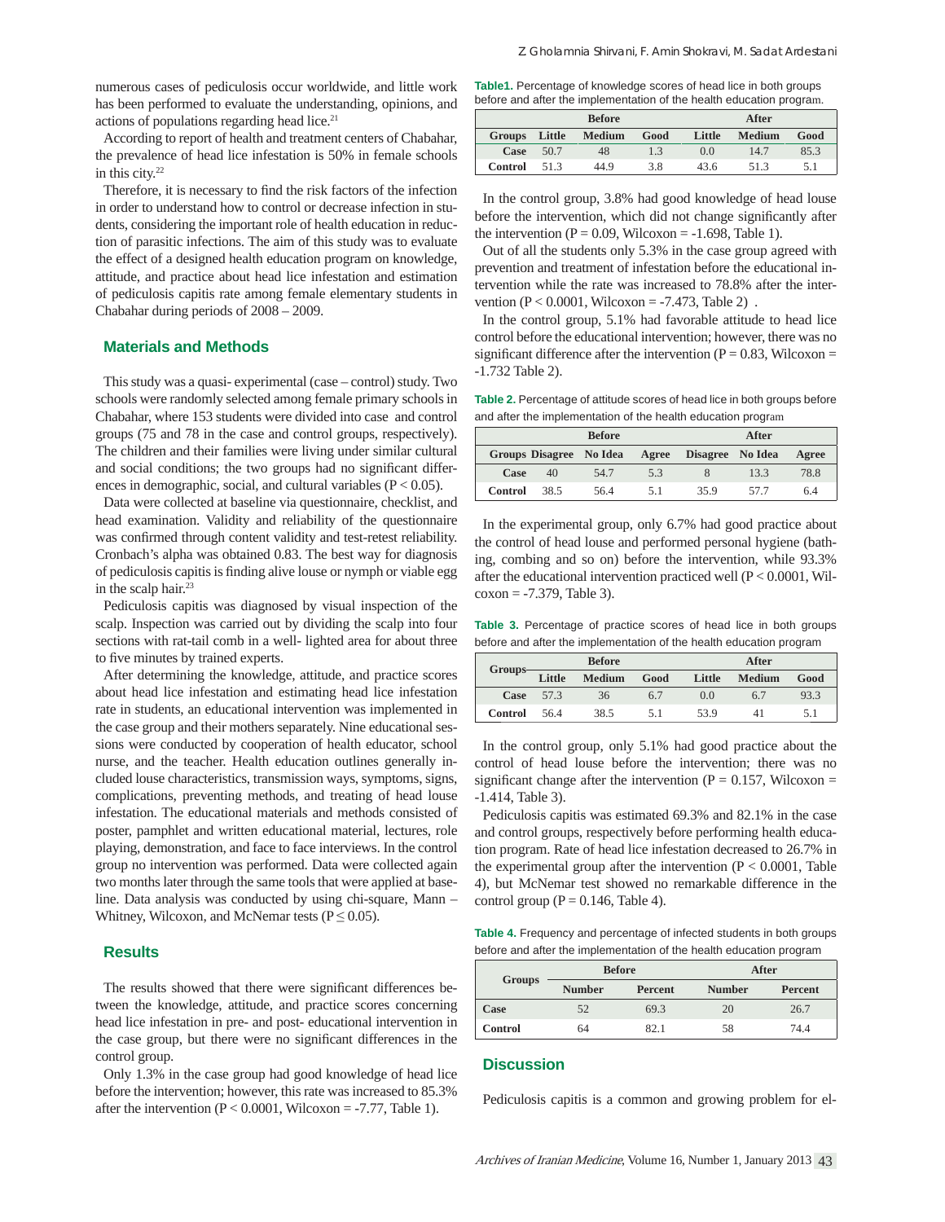numerous cases of pediculosis occur worldwide, and little work has been performed to evaluate the understanding, opinions, and actions of populations regarding head lice.[21]

According to report of health and treatment centers of Chabahar, the prevalence of head lice infestation is 50% in female schools in this city.[22]

Therefore, it is necessary to find the risk factors of the infection in order to understand how to control or decrease infection in students, considering the important role of health education in reduction of parasitic infections. The aim of this study was to evaluate the effect of a designed health education program on knowledge, attitude, and practice about head lice infestation and estimation of pediculosis capitis rate among female elementary students in Chabahar during periods of 2008 – 2009.

## Materials and Methods

This study was a quasi- experimental (case – control) study. Two schools were randomly selected among female primary schools in Chabahar, where 153 students were divided into case and control groups (75 and 78 in the case and control groups, respectively). The children and their families were living under similar cultural and social conditions; the two groups had no significant differences in demographic, social, and cultural variables ($P < 0.05$).

Data were collected at baseline via questionnaire, checklist, and head examination. Validity and reliability of the questionnaire was confirmed through content validity and test-retest reliability. Cronbach's alpha was obtained 0.83. The best way for diagnosis of pediculosis capitis is finding alive louse or nymph or viable egg in the scalp hair.[23]

Pediculosis capitis was diagnosed by visual inspection of the scalp. Inspection was carried out by dividing the scalp into four sections with rat-tail comb in a well- lighted area for about three to five minutes by trained experts.

After determining the knowledge, attitude, and practice scores about head lice infestation and estimating head lice infestation rate in students, an educational intervention was implemented in the case group and their mothers separately. Nine educational sessions were conducted by cooperation of health educator, school nurse, and the teacher. Health education outlines generally included louse characteristics, transmission ways, symptoms, signs, complications, preventing methods, and treating of head louse infestation. The educational materials and methods consisted of poster, pamphlet and written educational material, lectures, role playing, demonstration, and face to face interviews. In the control group no intervention was performed. Data were collected again two months later through the same tools that were applied at baseline. Data analysis was conducted by using chi-square, Mann – Whitney, Wilcoxon, and McNemar tests ($P \leq 0.05$).

## Results

The results showed that there were significant differences between the knowledge, attitude, and practice scores concerning head lice infestation in pre- and post- educational intervention in the case group, but there were no significant differences in the control group.

Only 1.3% in the case group had good knowledge of head lice before the intervention; however, this rate was increased to 85.3% after the intervention ($P < 0.0001$, Wilcoxon = -7.77, Table 1).

**Table1.** Percentage of knowledge scores of head lice in both groups before and after the implementation of the health education program.

| | Before | | | After | | |
|---|---|---|---|---|---|---|
| **Groups** | **Little** | **Medium** | **Good** | **Little** | **Medium** | **Good** |
| **Case** | 50.7 | 48 | 1.3 | 0.0 | 14.7 | 85.3 |
| **Control** | 51.3 | 44.9 | 3.8 | 43.6 | 51.3 | 5.1 |

In the control group, 3.8% had good knowledge of head louse before the intervention, which did not change significantly after the intervention ($P = 0.09$, Wilcoxon = -1.698, Table 1).

Out of all the students only 5.3% in the case group agreed with prevention and treatment of infestation before the educational intervention while the rate was increased to 78.8% after the intervention ($P < 0.0001$, Wilcoxon = -7.473, Table 2) .

In the control group, 5.1% had favorable attitude to head lice control before the educational intervention; however, there was no significant difference after the intervention ($P = 0.83$, Wilcoxon = -1.732 Table 2).

**Table 2.** Percentage of attitude scores of head lice in both groups before and after the implementation of the health education program

| | Before | | | After | | |
|---|---|---|---|---|---|---|
| **Groups** | **Disagree** | **No Idea** | **Agree** | **Disagree** | **No Idea** | **Agree** |
| **Case** | 40 | 54.7 | 5.3 | 8 | 13.3 | 78.8 |
| **Control** | 38.5 | 56.4 | 5.1 | 35.9 | 57.7 | 6.4 |

In the experimental group, only 6.7% had good practice about the control of head louse and performed personal hygiene (bathing, combing and so on) before the intervention, while 93.3% after the educational intervention practiced well ($P < 0.0001$, Wilcoxon = -7.379, Table 3).

**Table 3.** Percentage of practice scores of head lice in both groups before and after the implementation of the health education program

| Groups | Before | | | After | | |
|---|---|---|---|---|---|---|
| | **Little** | **Medium** | **Good** | **Little** | **Medium** | **Good** |
| **Case** | 57.3 | 36 | 6.7 | 0.0 | 6.7 | 93.3 |
| **Control** | 56.4 | 38.5 | 5.1 | 53.9 | 41 | 5.1 |

In the control group, only 5.1% had good practice about the control of head louse before the intervention; there was no significant change after the intervention ($P = 0.157$, Wilcoxon = -1.414, Table 3).

Pediculosis capitis was estimated 69.3% and 82.1% in the case and control groups, respectively before performing health education program. Rate of head lice infestation decreased to 26.7% in the experimental group after the intervention ($P < 0.0001$, Table 4), but McNemar test showed no remarkable difference in the control group ($P = 0.146$, Table 4).

**Table 4.** Frequency and percentage of infected students in both groups before and after the implementation of the health education program

| Groups | Before | | After | |
|---|---|---|---|---|
| | **Number** | **Percent** | **Number** | **Percent** |
| **Case** | 52 | 69.3 | 20 | 26.7 |
| **Control** | 64 | 82.1 | 58 | 74.4 |

## Discussion

Pediculosis capitis is a common and growing problem for el-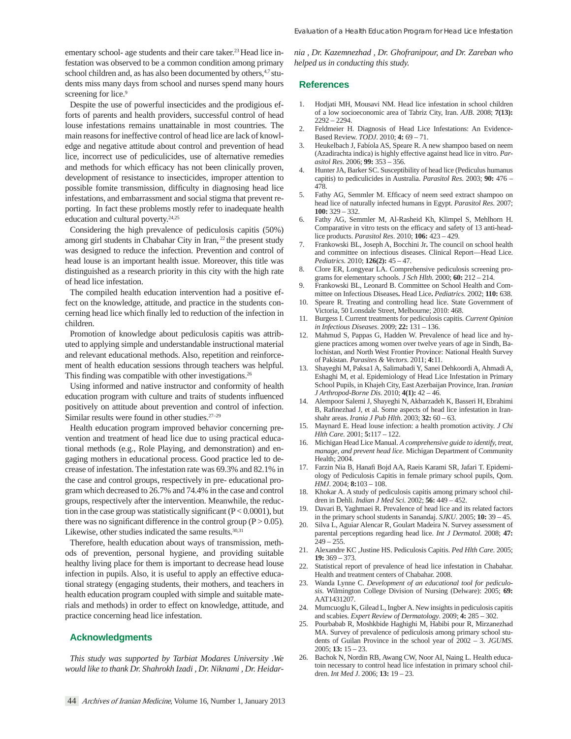ementary school- age students and their care taker.[23] Head lice infestation was observed to be a common condition among primary school children and, as has also been documented by others,[4,7] students miss many days from school and nurses spend many hours screening for lice.[9]

Despite the use of powerful insecticides and the prodigious efforts of parents and health providers, successful control of head louse infestations remains unattainable in most countries. The main reasons for ineffective control of head lice are lack of knowledge and negative attitude about control and prevention of head lice, incorrect use of pediculicides, use of alternative remedies and methods for which efficacy has not been clinically proven, development of resistance to insecticides, improper attention to possible fomite transmission, difficulty in diagnosing head lice infestations, and embarrassment and social stigma that prevent reporting. In fact these problems mostly refer to inadequate health education and cultural poverty.[24,25]

Considering the high prevalence of pediculosis capitis (50%) among girl students in Chabahar City in Iran, [22] the present study was designed to reduce the infection. Prevention and control of head louse is an important health issue. Moreover, this title was distinguished as a research priority in this city with the high rate of head lice infestation.

The compiled health education intervention had a positive effect on the knowledge, attitude, and practice in the students concerning head lice which finally led to reduction of the infection in children.

Promotion of knowledge about pediculosis capitis was attributed to applying simple and understandable instructional material and relevant educational methods. Also, repetition and reinforcement of health education sessions through teachers was helpful. This finding was compatible with other investigations.[26]

Using informed and native instructor and conformity of health education program with culture and traits of students influenced positively on attitude about prevention and control of infection. Similar results were found in other studies.[27–29]

Health education program improved behavior concerning prevention and treatment of head lice due to using practical educational methods (e.g., Role Playing, and demonstration) and engaging mothers in educational process. Good practice led to decrease of infestation. The infestation rate was 69.3% and 82.1% in the case and control groups, respectively in pre- educational program which decreased to 26.7% and 74.4% in the case and control groups, respectively after the intervention. Meanwhile, the reduction in the case group was statistically significant ($P < 0.0001$), but there was no significant difference in the control group ($P > 0.05$). Likewise, other studies indicated the same results.[30,31]

Therefore, health education about ways of transmission, methods of prevention, personal hygiene, and providing suitable healthy living place for them is important to decrease head louse infection in pupils. Also, it is useful to apply an effective educational strategy (engaging students, their mothers, and teachers in health education program coupled with simple and suitable materials and methods) in order to effect on knowledge, attitude, and practice concerning head lice infestation.

## Acknowledgments

*This study was supported by Tarbiat Modares University .We would like to thank Dr. Shahrokh Izadi , Dr. Niknami , Dr. Heidarnia , Dr. Kazemnezhad , Dr. Ghofranipour, and Dr. Zareban who helped us in conducting this study.*

## References

1. Hodjati MH, Mousavi NM. Head lice infestation in school children of a low socioeconomic area of Tabriz City, Iran. *AJB*. 2008; **7(13):** 2292 – 2294.
2. Feldmeier H. Diagnosis of Head Lice Infestations: An Evidence-Based Review. *TODJ*. 2010; **4:** 69 – 71.
3. Heukelbach J, Fabíola AS, Speare R. A new shampoo based on neem (Azadirachta indica) is highly effective against head lice in vitro. *Parasitol Res*. 2006; **99:** 353 – 356.
4. Hunter JA, Barker SC. Susceptibility of head lice (Pediculus humanus capitis) to pediculicides in Australia. *Parasitol Res.* 2003; **90:** 476 – 478.
5. Fathy AG, Semmler M. Efficacy of neem seed extract shampoo on head lice of naturally infected humans in Egypt. *Parasitol Res*. 2007; **100:** 329 – 332.
6. Fathy AG, Semmler M, Al-Rasheid Kh, Klimpel S, Mehlhorn H. Comparative in vitro tests on the efficacy and safety of 13 anti-head-lice products. *Parasitol Res*. 2010; **106:** 423 – 429.
7. Frankowski BL, Joseph A, Bocchini Jr**.** The council on school health and committee on infectious diseases. Clinical Report—Head Lice. *Pediatrics.* 2010; **126(2):** 45 – 47.
8. Clore ER, Longyear LA. Comprehensive pediculosis screening programs for elementary schools. *J Sch Hlth*. 2000; **60:** 212 – 214.
9. Frankowski BL, Leonard B. Committee on School Health and Committee on Infectious Diseases**.** Head Lice**.** *Pediatrics.* 2002; **110:** 638.
10. Speare R. Treating and controlling head lice. State Government of Victoria, 50 Lonsdale Street, Melbourne; 2010: 468.
11. Burgess I. Current treatments for pediculosis capitis. *Current Opinion in Infectious Diseases*. 2009; **22:** 131 – 136.
12. Mahmud S, Pappas G, Hadden W. Prevalence of head lice and hygiene practices among women over twelve years of age in Sindh, Balochistan, and North West Frontier Province: National Health Survey of Pakistan. *Parasites & Vectors*. 2011; **4:**11.
13. Shayeghi M, Paksa1 A, Salimabadi Y, Sanei Dehkoordi A, Ahmadi A, Eshaghi M, et al. Epidemiology of Head Lice Infestation in Primary School Pupils, in Khajeh City, East Azerbaijan Province, Iran. *Iranian J Arthropod-Borne Dis.* 2010; **4(1):** 42 – 46.
14. Alempoor Salemi J, Shayeghi N, Akbarzadeh K, Basseri H, Ebrahimi B, Rafinezhad J, et al. Some aspects of head lice infestation in Iranshahr areas. *Irania J Pub Hlth*. 2003; **32:** 60 – 63.
15. Maynard E. Head louse infection: a health promotion activity. *J Chi Hlth Care.* 2001; **5:**117 – 122.
16. Michigan Head Lice Manual. *A comprehensive guide to identify, treat, manage, and prevent head lice.* Michigan Department of Community Health; 2004.
17. Farzin Nia B, Hanafi Bojd AA, Raeis Karami SR, Jafari T. Epidemiology of Pediculosis Capitis in female primary school pupils, Qom. *HMJ*. 2004; **8:**103 – 108.
18. Khokar A. A study of pediculosis capitis among primary school children in Dehli. *Indian J Med Sci.* 2002; **56:** 449 – 452.
19. Davari B, Yaghmaei R. Prevalence of head lice and its related factors in the primary school students in Sanandaj. *SJKU*. 2005; **10:** 39 – 45.
20. Silva L, Aguiar Alencar R, Goulart Madeira N. Survey assessment of parental perceptions regarding head lice. *Int J Dermatol.* 2008; **47:** 249 – 255.
21. Alexandre KC ,Justine HS. Pediculosis Capitis. *Ped Hlth Care*. 2005; **19:** 369 – 373.
22. Statistical report of prevalence of head lice infestation in Chabahar. Health and treatment centers of Chabahar. 2008.
23. Wanda Lynne C. *Development of an educational tool for pediculosis.* Wilmington College Division of Nursing (Delware): 2005; **69:** AAT1431207.
24. Mumcuoglu K, Gilead L, Ingber A. New insights in pediculosis capitis and scabies. *Expert Review of Dermatology*. 2009; **4:** 285 – 302.
25. Pourbabab R, Moshkbide Haghighi M, Habibi pour R, Mirzanezhad MA. Survey of prevalence of pediculosis among primary school students of Guilan Province in the school year of 2002 – 3. *JGUMS*. 2005; **13:** 15 – 23.
26. Bachok N, Nordin RB, Awang CW, Noor AI, Naing L. Health educatoin necessary to control head lice infestation in primary school children. *Int Med J*. 2006; **13:** 19 – 23.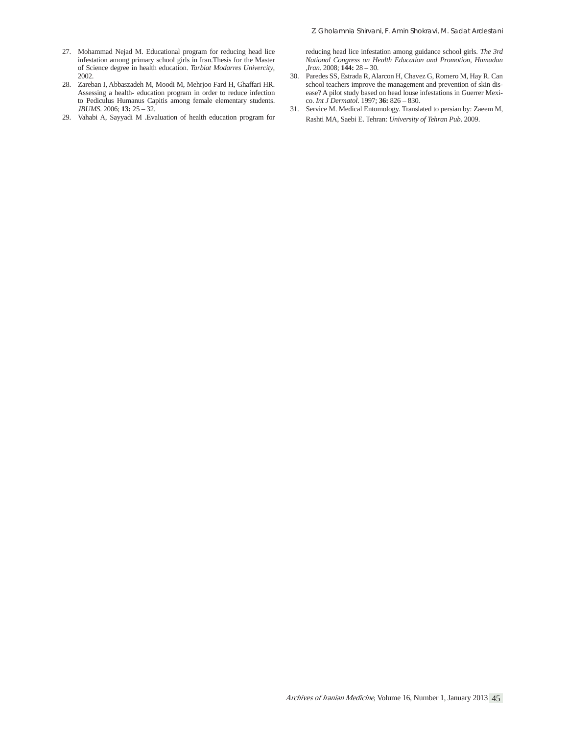27. Mohammad Nejad M. Educational program for reducing head lice infestation among primary school girls in Iran.Thesis for the Master of Science degree in health education. *Tarbiat Modarres Univercity*, 2002.
28. Zareban I, Abbaszadeh M, Moodi M, Mehrjoo Fard H, Ghaffari HR. Assessing a health- education program in order to reduce infection to Pediculus Humanus Capitis among female elementary students. *JBUMS*. 2006; **13:** 25 – 32.
29. Vahabi A, Sayyadi M .Evaluation of health education program for reducing head lice infestation among guidance school girls. *The 3rd National Congress on Health Education and Promotion, Hamadan ,Iran*. 2008; **144:** 28 – 30.
30. Paredes SS, Estrada R, Alarcon H, Chavez G, Romero M, Hay R. Can school teachers improve the management and prevention of skin disease? A pilot study based on head louse infestations in Guerrer Mexico. *Int J Dermatol*. 1997; **36:** 826 – 830.
31. Service M. Medical Entomology. Translated to persian by: Zaeem M, Rashti MA, Saebi E. Tehran: *University of Tehran Pub*. 2009.